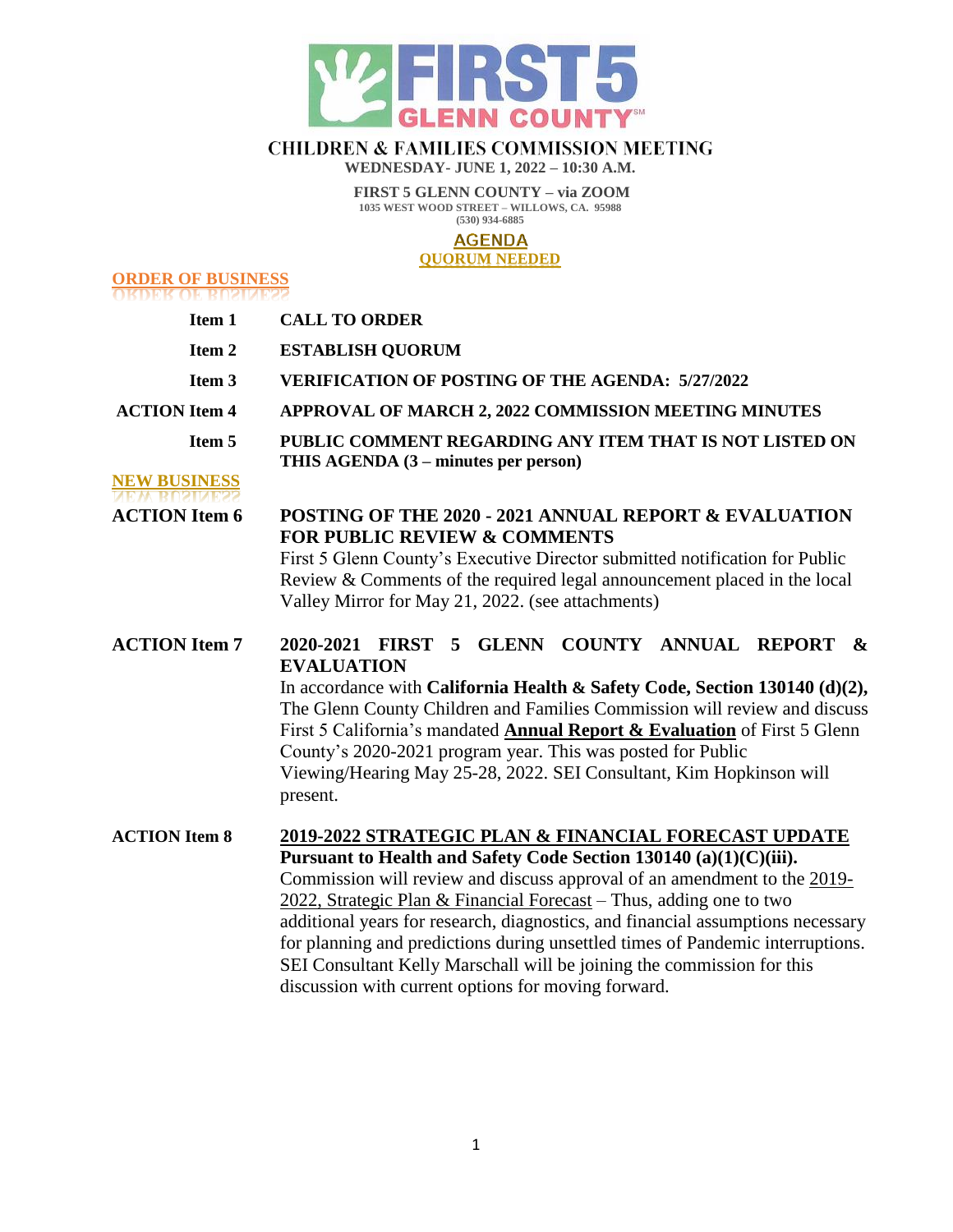# CHILDREN & FAMILIES COMMISSION MEETING

**WEDNESDAY- JUNE 1, 2022 – 10:30 A.M.**

**FIRST 5 GLENN COUNTY – via ZOOM**
**1035 WEST WOOD STREET – WILLOWS, CA. 95988**
**(530) 934-6885**

**AGENDA**
**QUORUM NEEDED**

## ORDER OF BUSINESS

**Item 1** **CALL TO ORDER**

**Item 2** **ESTABLISH QUORUM**

**Item 3** **VERIFICATION OF POSTING OF THE AGENDA: 5/27/2022**

**ACTION Item 4** **APPROVAL OF MARCH 2, 2022 COMMISSION MEETING MINUTES**

**Item 5** **PUBLIC COMMENT REGARDING ANY ITEM THAT IS NOT LISTED ON THIS AGENDA (3 – minutes per person)**

## NEW BUSINESS

**ACTION Item 6** **POSTING OF THE 2020 - 2021 ANNUAL REPORT & EVALUATION FOR PUBLIC REVIEW & COMMENTS**
First 5 Glenn County's Executive Director submitted notification for Public Review & Comments of the required legal announcement placed in the local Valley Mirror for May 21, 2022. (see attachments)

**ACTION Item 7** **2020-2021 FIRST 5 GLENN COUNTY ANNUAL REPORT & EVALUATION**
In accordance with **California Health & Safety Code, Section 130140 (d)(2),** The Glenn County Children and Families Commission will review and discuss First 5 California's mandated **Annual Report & Evaluation** of First 5 Glenn County's 2020-2021 program year. This was posted for Public Viewing/Hearing May 25-28, 2022. SEI Consultant, Kim Hopkinson will present.

**ACTION Item 8** **2019-2022 STRATEGIC PLAN & FINANCIAL FORECAST UPDATE**
**Pursuant to Health and Safety Code Section 130140 (a)(1)(C)(iii).**
Commission will review and discuss approval of an amendment to the 2019-2022, Strategic Plan & Financial Forecast – Thus, adding one to two additional years for research, diagnostics, and financial assumptions necessary for planning and predictions during unsettled times of Pandemic interruptions. SEI Consultant Kelly Marschall will be joining the commission for this discussion with current options for moving forward.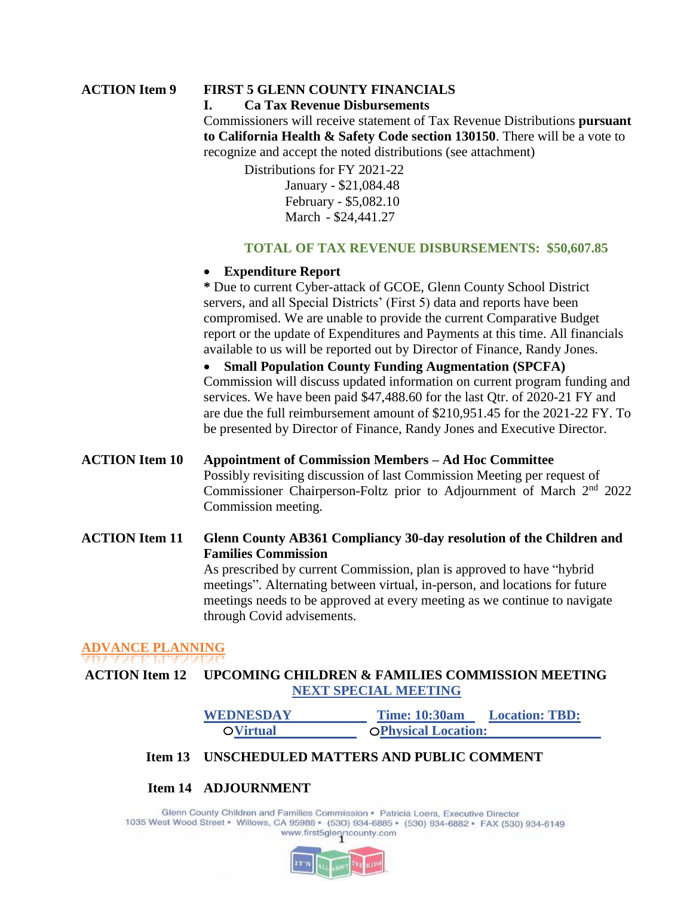**ACTION Item 9** **FIRST 5 GLENN COUNTY FINANCIALS**

**I. Ca Tax Revenue Disbursements**

Commissioners will receive statement of Tax Revenue Distributions **pursuant to California Health & Safety Code section 130150**. There will be a vote to recognize and accept the noted distributions (see attachment)

Distributions for FY 2021-22

- January - $21,084.48
- February - $5,082.10
- March - $24,441.27

**TOTAL OF TAX REVENUE DISBURSEMENTS: $50,607.85**

- **Expenditure Report**

**\*** Due to current Cyber-attack of GCOE, Glenn County School District servers, and all Special Districts' (First 5) data and reports have been compromised. We are unable to provide the current Comparative Budget report or the update of Expenditures and Payments at this time. All financials available to us will be reported out by Director of Finance, Randy Jones.

- **Small Population County Funding Augmentation (SPCFA)**

Commission will discuss updated information on current program funding and services. We have been paid $47,488.60 for the last Qtr. of 2020-21 FY and are due the full reimbursement amount of $210,951.45 for the 2021-22 FY. To be presented by Director of Finance, Randy Jones and Executive Director.

**ACTION Item 10** **Appointment of Commission Members – Ad Hoc Committee**

Possibly revisiting discussion of last Commission Meeting per request of Commissioner Chairperson-Foltz prior to Adjournment of March 2nd 2022 Commission meeting.

**ACTION Item 11** **Glenn County AB361 Compliancy 30-day resolution of the Children and Families Commission**

As prescribed by current Commission, plan is approved to have "hybrid meetings". Alternating between virtual, in-person, and locations for future meetings needs to be approved at every meeting as we continue to navigate through Covid advisements.

**ADVANCE PLANNING**

**ACTION Item 12** **UPCOMING CHILDREN & FAMILIES COMMISSION MEETING**

**NEXT SPECIAL MEETING**

**WEDNESDAY** **Time: 10:30am** **Location: TBD:**

○ **Virtual** ○ **Physical Location:**

**Item 13** **UNSCHEDULED MATTERS AND PUBLIC COMMENT**

**Item 14** **ADJOURNMENT**

Glenn County Children and Families Commission • Patricia Loera, Executive Director
1035 West Wood Street • Willows, CA 95988 • (530) 934-6885 • (530) 934-6882 • FAX (530) 934-6149
www.first5glenncounty.com